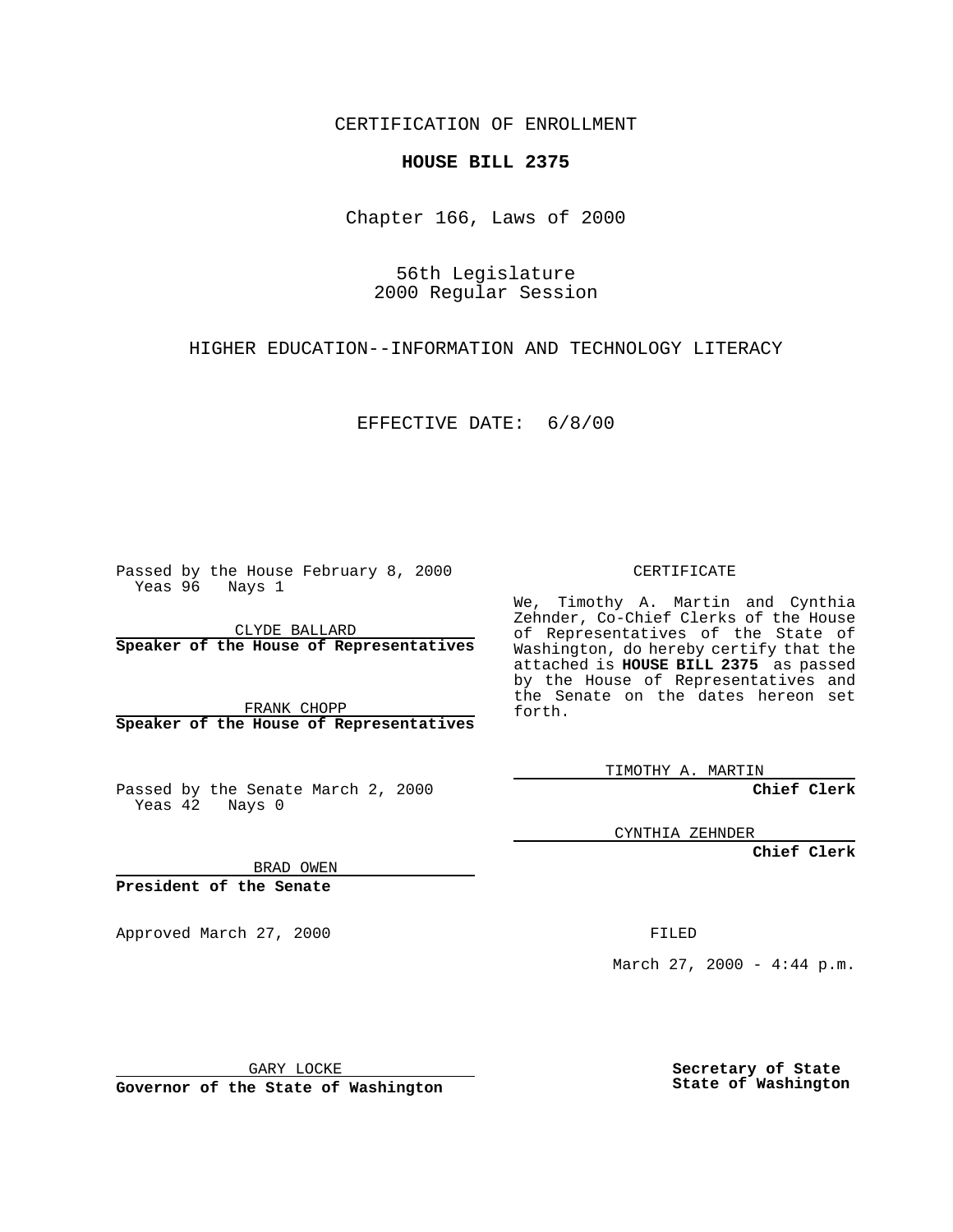CERTIFICATION OF ENROLLMENT

**HOUSE BILL 2375**

Chapter 166, Laws of 2000

56th Legislature
2000 Regular Session

HIGHER EDUCATION--INFORMATION AND TECHNOLOGY LITERACY

EFFECTIVE DATE: 6/8/00

Passed by the House February 8, 2000
Yeas 96 Nays 1

CLYDE BALLARD
**Speaker of the House of Representatives**

FRANK CHOPP
**Speaker of the House of Representatives**

Passed by the Senate March 2, 2000
Yeas 42 Nays 0

BRAD OWEN
**President of the Senate**

Approved March 27, 2000

GARY LOCKE
**Governor of the State of Washington**

CERTIFICATE

We, Timothy A. Martin and Cynthia Zehnder, Co-Chief Clerks of the House of Representatives of the State of Washington, do hereby certify that the attached is **HOUSE BILL 2375** as passed by the House of Representatives and the Senate on the dates hereon set forth.

TIMOTHY A. MARTIN
**Chief Clerk**

CYNTHIA ZEHNDER
**Chief Clerk**

FILED

March 27, 2000 - 4:44 p.m.

**Secretary of State**
**State of Washington**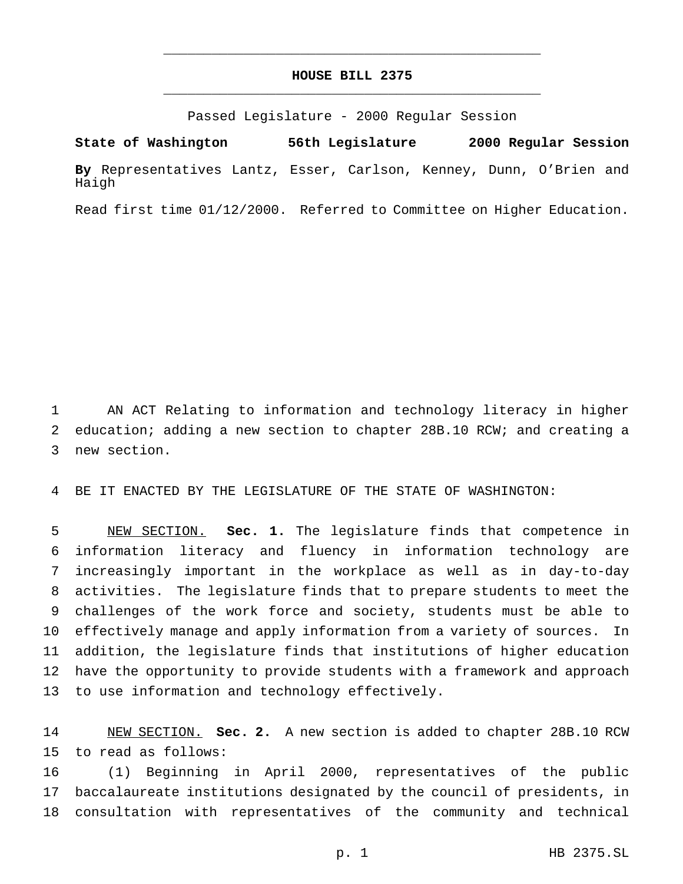# HOUSE BILL 2375

Passed Legislature - 2000 Regular Session

**State of Washington 56th Legislature 2000 Regular Session**

**By** Representatives Lantz, Esser, Carlson, Kenney, Dunn, O'Brien and Haigh

Read first time 01/12/2000. Referred to Committee on Higher Education.

AN ACT Relating to information and technology literacy in higher education; adding a new section to chapter 28B.10 RCW; and creating a new section.

BE IT ENACTED BY THE LEGISLATURE OF THE STATE OF WASHINGTON:

NEW SECTION. **Sec. 1.** The legislature finds that competence in information literacy and fluency in information technology are increasingly important in the workplace as well as in day-to-day activities. The legislature finds that to prepare students to meet the challenges of the work force and society, students must be able to effectively manage and apply information from a variety of sources. In addition, the legislature finds that institutions of higher education have the opportunity to provide students with a framework and approach to use information and technology effectively.

NEW SECTION. **Sec. 2.** A new section is added to chapter 28B.10 RCW to read as follows:

(1) Beginning in April 2000, representatives of the public baccalaureate institutions designated by the council of presidents, in consultation with representatives of the community and technical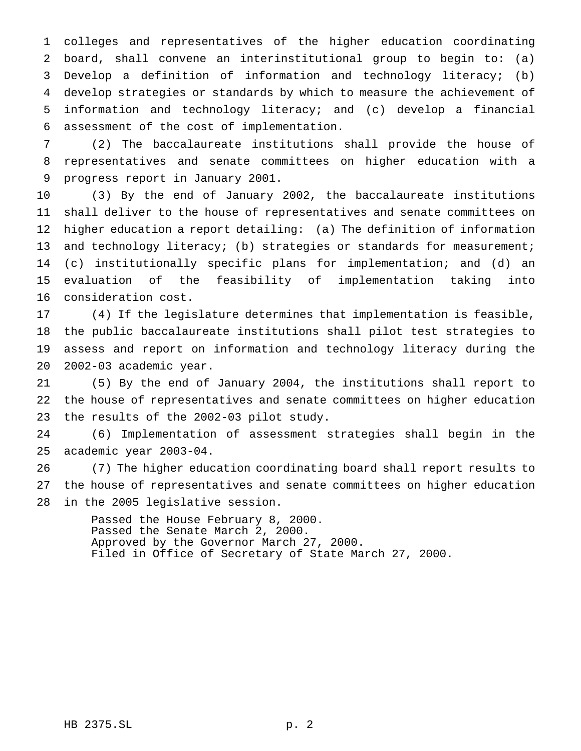colleges and representatives of the higher education coordinating board, shall convene an interinstitutional group to begin to: (a) Develop a definition of information and technology literacy; (b) develop strategies or standards by which to measure the achievement of information and technology literacy; and (c) develop a financial assessment of the cost of implementation.

(2) The baccalaureate institutions shall provide the house of representatives and senate committees on higher education with a progress report in January 2001.

(3) By the end of January 2002, the baccalaureate institutions shall deliver to the house of representatives and senate committees on higher education a report detailing: (a) The definition of information and technology literacy; (b) strategies or standards for measurement; (c) institutionally specific plans for implementation; and (d) an evaluation of the feasibility of implementation taking into consideration cost.

(4) If the legislature determines that implementation is feasible, the public baccalaureate institutions shall pilot test strategies to assess and report on information and technology literacy during the 2002-03 academic year.

(5) By the end of January 2004, the institutions shall report to the house of representatives and senate committees on higher education the results of the 2002-03 pilot study.

(6) Implementation of assessment strategies shall begin in the academic year 2003-04.

(7) The higher education coordinating board shall report results to the house of representatives and senate committees on higher education in the 2005 legislative session.

Passed the House February 8, 2000.
Passed the Senate March 2, 2000.
Approved by the Governor March 27, 2000.
Filed in Office of Secretary of State March 27, 2000.